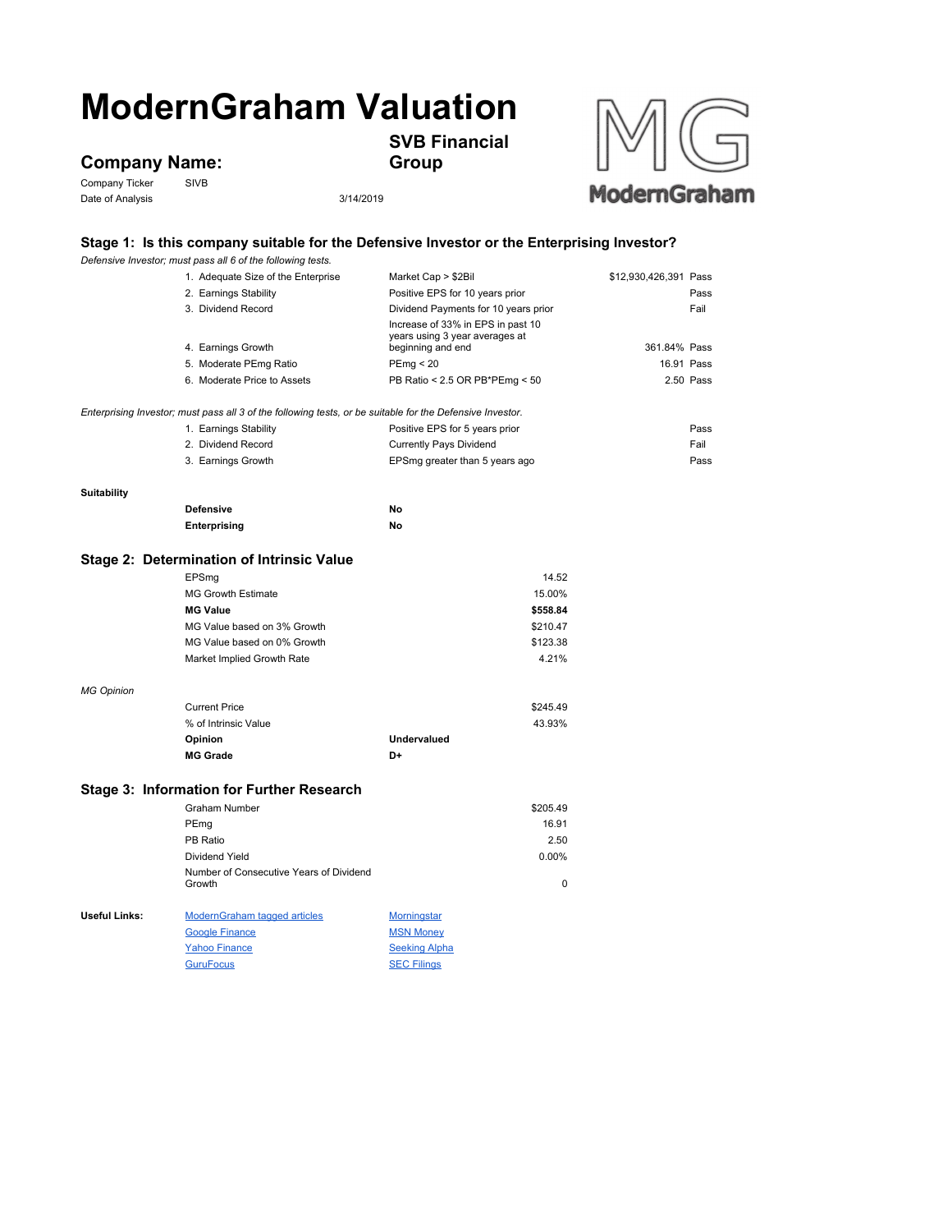# ModernGraham Valuation

## Company Name:

**SVB Financial Group**

Company Ticker: SIVB

Date of Analysis: 3/14/2019

### Stage 1: Is this company suitable for the Defensive Investor or the Enterprising Investor?

*Defensive Investor; must pass all 6 of the following tests.*

| Test | Criteria | Value | Result |
|---|---|---|---|
| 1. Adequate Size of the Enterprise | Market Cap > $2Bil | $12,930,426,391 | Pass |
| 2. Earnings Stability | Positive EPS for 10 years prior | | Pass |
| 3. Dividend Record | Dividend Payments for 10 years prior | | Fail |
| 4. Earnings Growth | Increase of 33% in EPS in past 10 years using 3 year averages at beginning and end | 361.84% | Pass |
| 5. Moderate PEmg Ratio | PEmg < 20 | 16.91 | Pass |
| 6. Moderate Price to Assets | PB Ratio < 2.5 OR PB*PEmg < 50 | 2.50 | Pass |

*Enterprising Investor; must pass all 3 of the following tests, or be suitable for the Defensive Investor.*

| Test | Criteria | Result |
|---|---|---|
| 1. Earnings Stability | Positive EPS for 5 years prior | Pass |
| 2. Dividend Record | Currently Pays Dividend | Fail |
| 3. Earnings Growth | EPSmg greater than 5 years ago | Pass |

**Suitability**

| | |
|---|---|
| **Defensive** | **No** |
| **Enterprising** | **No** |

### Stage 2: Determination of Intrinsic Value

| | |
|---|---|
| EPSmg | 14.52 |
| MG Growth Estimate | 15.00% |
| **MG Value** | **$558.84** |
| MG Value based on 3% Growth | $210.47 |
| MG Value based on 0% Growth | $123.38 |
| Market Implied Growth Rate | 4.21% |

*MG Opinion*

| | | |
|---|---|---|
| Current Price | | $245.49 |
| % of Intrinsic Value | | 43.93% |
| **Opinion** | **Undervalued** | |
| **MG Grade** | **D+** | |

### Stage 3: Information for Further Research

| | |
|---|---|
| Graham Number | $205.49 |
| PEmg | 16.91 |
| PB Ratio | 2.50 |
| Dividend Yield | 0.00% |
| Number of Consecutive Years of Dividend Growth | 0 |

**Useful Links:**

| | |
|---|---|
| ModernGraham tagged articles | Morningstar |
| Google Finance | MSN Money |
| Yahoo Finance | Seeking Alpha |
| GuruFocus | SEC Filings |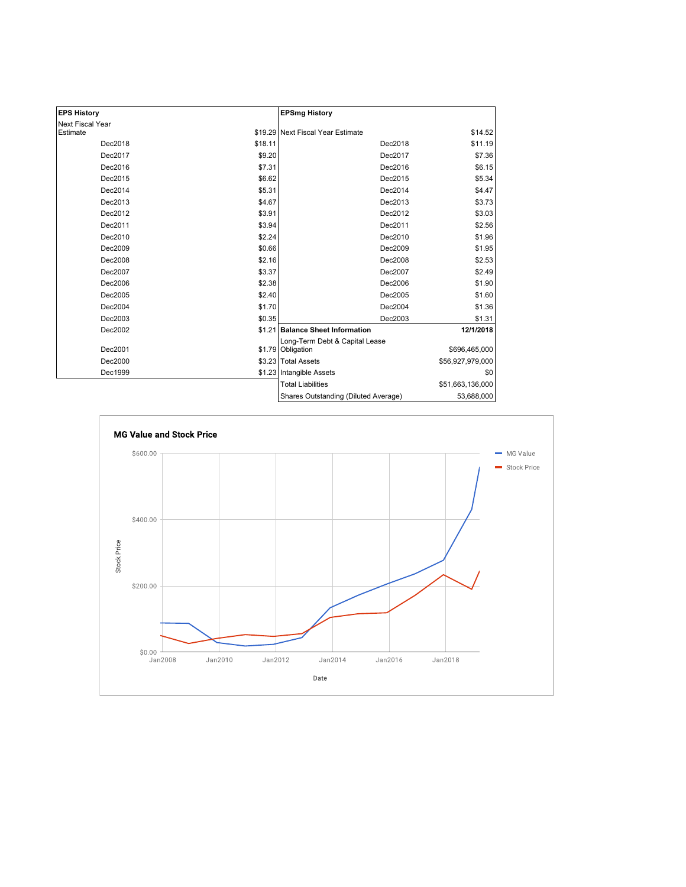| EPS History | |
|---|---|
| Next Fiscal Year Estimate | $19.29 |
| Dec2018 | $18.11 |
| Dec2017 | $9.20 |
| Dec2016 | $7.31 |
| Dec2015 | $6.62 |
| Dec2014 | $5.31 |
| Dec2013 | $4.67 |
| Dec2012 | $3.91 |
| Dec2011 | $3.94 |
| Dec2010 | $2.24 |
| Dec2009 | $0.66 |
| Dec2008 | $2.16 |
| Dec2007 | $3.37 |
| Dec2006 | $2.38 |
| Dec2005 | $2.40 |
| Dec2004 | $1.70 |
| Dec2003 | $0.35 |
| Dec2002 | $1.21 |
| Dec2001 | $1.79 |
| Dec2000 | $3.23 |
| Dec1999 | $1.23 |

| EPSmg History | |
|---|---|
| Next Fiscal Year Estimate | $14.52 |
| Dec2018 | $11.19 |
| Dec2017 | $7.36 |
| Dec2016 | $6.15 |
| Dec2015 | $5.34 |
| Dec2014 | $4.47 |
| Dec2013 | $3.73 |
| Dec2012 | $3.03 |
| Dec2011 | $2.56 |
| Dec2010 | $1.96 |
| Dec2009 | $1.95 |
| Dec2008 | $2.53 |
| Dec2007 | $2.49 |
| Dec2006 | $1.90 |
| Dec2005 | $1.60 |
| Dec2004 | $1.36 |
| Dec2003 | $1.31 |

| Balance Sheet Information | 12/1/2018 |
|---|---|
| Long-Term Debt & Capital Lease Obligation | $696,465,000 |
| Total Assets | $56,927,979,000 |
| Intangible Assets | $0 |
| Total Liabilities | $51,663,136,000 |
| Shares Outstanding (Diluted Average) | 53,688,000 |

**MG Value and Stock Price**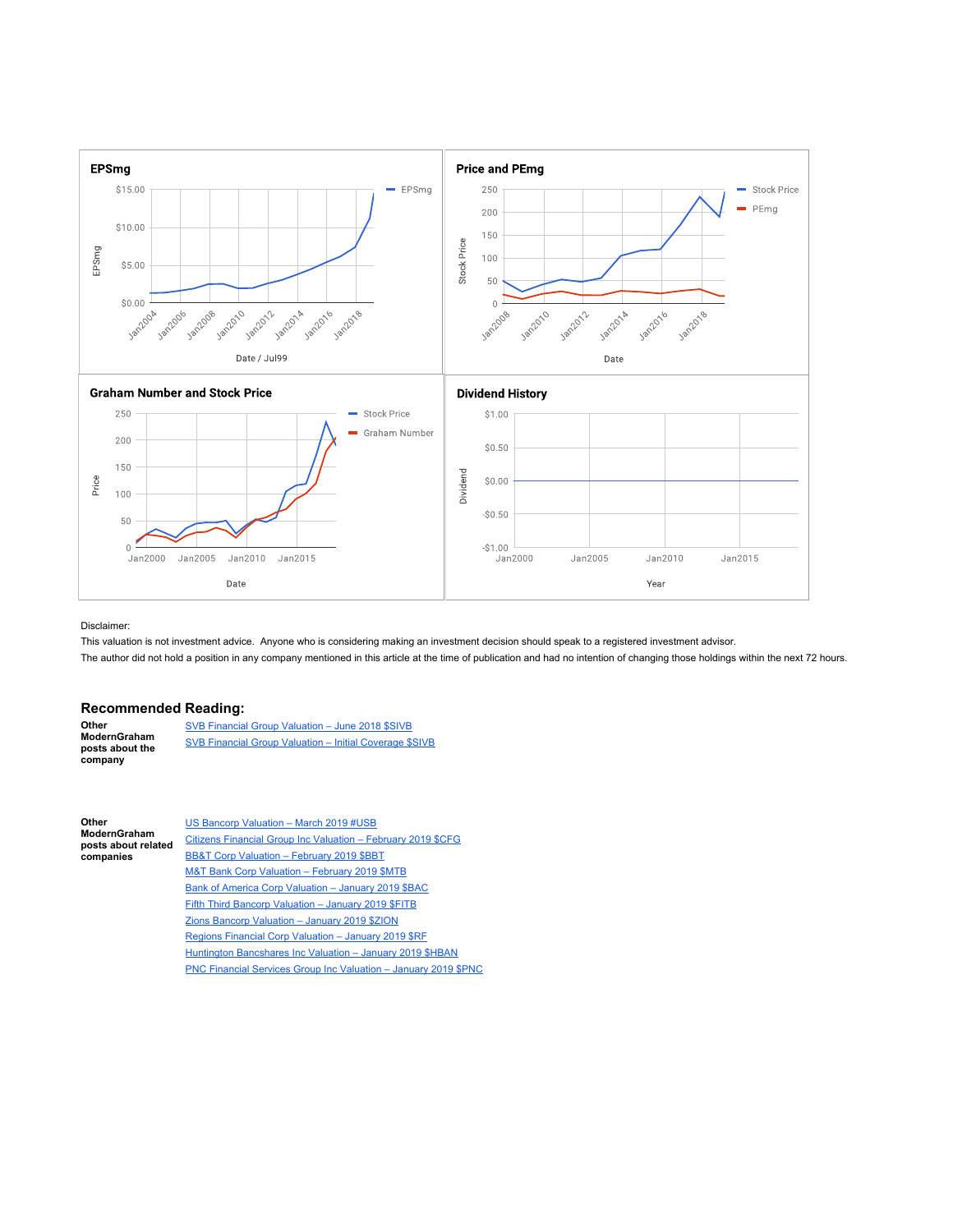**EPSmg**

$15.00
$10.00
$5.00
$0.00
EPSmg
Jan2004 Jan2006 Jan2008 Jan2010 Jan2012 Jan2014 Jan2016 Jan2018
Date / Jul99
EPSmg

**Price and PEmg**

250
200
150
100
50
0
Stock Price
Jan2008 Jan2010 Jan2012 Jan2014 Jan2016 Jan2018
Date
Stock Price
PEmg

**Graham Number and Stock Price**

250
200
150
100
50
0
Price
Jan2000 Jan2005 Jan2010 Jan2015
Date
Stock Price
Graham Number

**Dividend History**

$1.00
$0.50
$0.00
-$0.50
-$1.00
Dividend
Jan2000 Jan2005 Jan2010 Jan2015
Year

Disclaimer:

This valuation is not investment advice. Anyone who is considering making an investment decision should speak to a registered investment advisor.

The author did not hold a position in any company mentioned in this article at the time of publication and had no intention of changing those holdings within the next 72 hours.

## Recommended Reading:

**Other ModernGraham posts about the company**

- SVB Financial Group Valuation – June 2018 $SIVB
- SVB Financial Group Valuation – Initial Coverage $SIVB

**Other ModernGraham posts about related companies**

- US Bancorp Valuation – March 2019 #USB
- Citizens Financial Group Inc Valuation – February 2019 $CFG
- BB&T Corp Valuation – February 2019 $BBT
- M&T Bank Corp Valuation – February 2019 $MTB
- Bank of America Corp Valuation – January 2019 $BAC
- Fifth Third Bancorp Valuation – January 2019 $FITB
- Zions Bancorp Valuation – January 2019 $ZION
- Regions Financial Corp Valuation – January 2019 $RF
- Huntington Bancshares Inc Valuation – January 2019 $HBAN
- PNC Financial Services Group Inc Valuation – January 2019 $PNC